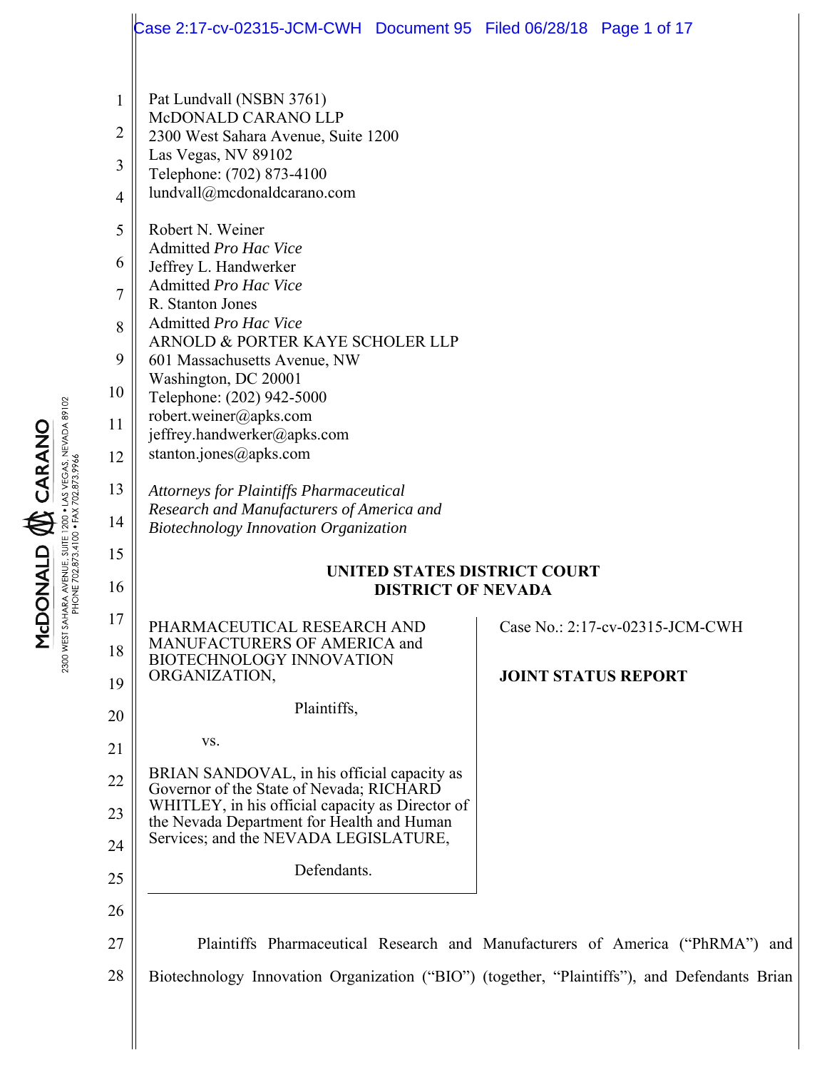Pat Lundvall (NSBN 3761)
McDONALD CARANO LLP
2300 West Sahara Avenue, Suite 1200
Las Vegas, NV 89102
Telephone: (702) 873-4100
lundvall@mcdonaldcarano.com

Robert N. Weiner
Admitted *Pro Hac Vice*
Jeffrey L. Handwerker
Admitted *Pro Hac Vice*
R. Stanton Jones
Admitted *Pro Hac Vice*
ARNOLD & PORTER KAYE SCHOLER LLP
601 Massachusetts Avenue, NW
Washington, DC 20001
Telephone: (202) 942-5000
robert.weiner@apks.com
jeffrey.handwerker@apks.com
stanton.jones@apks.com

*Attorneys for Plaintiffs Pharmaceutical Research and Manufacturers of America and Biotechnology Innovation Organization*

**UNITED STATES DISTRICT COURT**
**DISTRICT OF NEVADA**

PHARMACEUTICAL RESEARCH AND MANUFACTURERS OF AMERICA and BIOTECHNOLOGY INNOVATION ORGANIZATION,

Plaintiffs,

vs.

BRIAN SANDOVAL, in his official capacity as Governor of the State of Nevada; RICHARD WHITLEY, in his official capacity as Director of the Nevada Department for Health and Human Services; and the NEVADA LEGISLATURE,

Defendants.

Case No.: 2:17-cv-02315-JCM-CWH

**JOINT STATUS REPORT**

Plaintiffs Pharmaceutical Research and Manufacturers of America ("PhRMA") and Biotechnology Innovation Organization ("BIO") (together, "Plaintiffs"), and Defendants Brian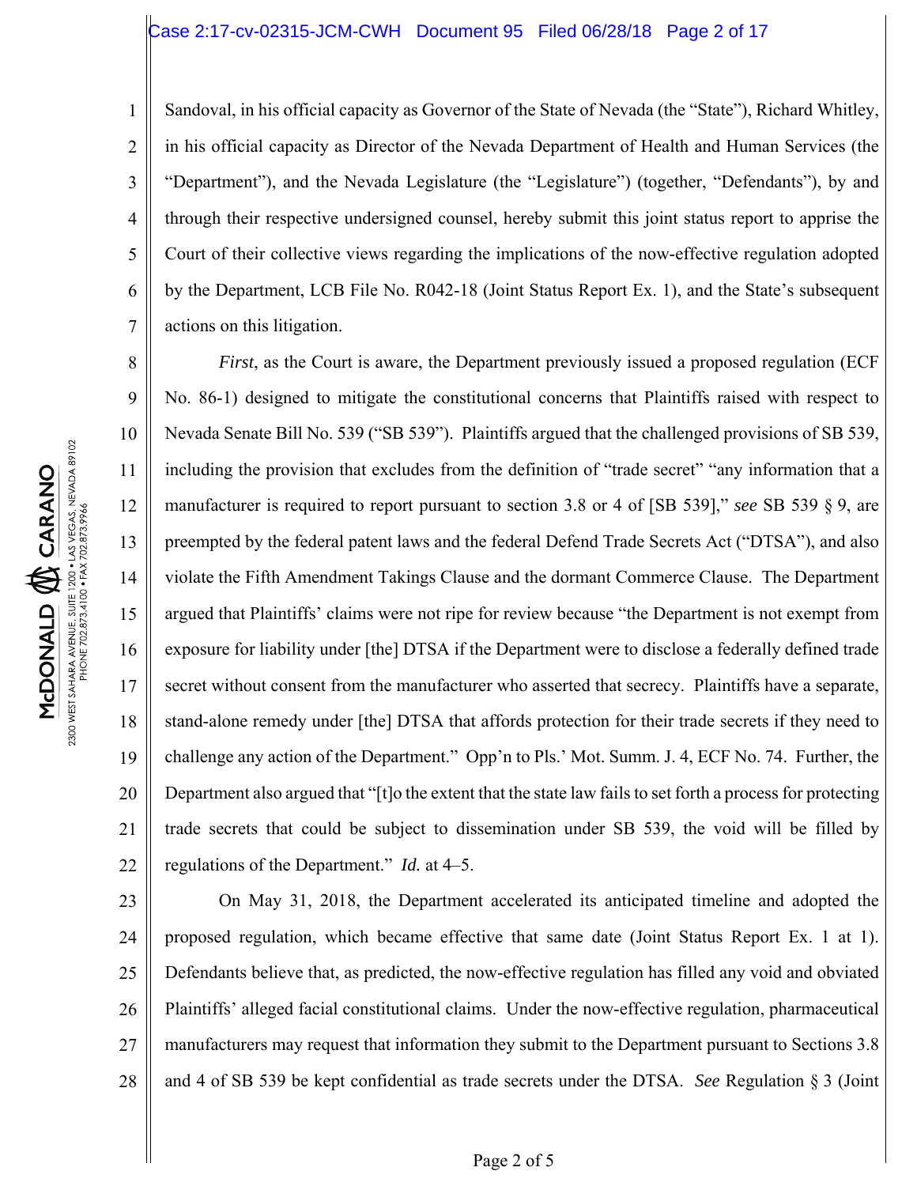Sandoval, in his official capacity as Governor of the State of Nevada (the "State"), Richard Whitley, in his official capacity as Director of the Nevada Department of Health and Human Services (the "Department"), and the Nevada Legislature (the "Legislature") (together, "Defendants"), by and through their respective undersigned counsel, hereby submit this joint status report to apprise the Court of their collective views regarding the implications of the now-effective regulation adopted by the Department, LCB File No. R042-18 (Joint Status Report Ex. 1), and the State's subsequent actions on this litigation.

*First*, as the Court is aware, the Department previously issued a proposed regulation (ECF No. 86-1) designed to mitigate the constitutional concerns that Plaintiffs raised with respect to Nevada Senate Bill No. 539 ("SB 539"). Plaintiffs argued that the challenged provisions of SB 539, including the provision that excludes from the definition of "trade secret" "any information that a manufacturer is required to report pursuant to section 3.8 or 4 of [SB 539]," *see* SB 539 § 9, are preempted by the federal patent laws and the federal Defend Trade Secrets Act ("DTSA"), and also violate the Fifth Amendment Takings Clause and the dormant Commerce Clause. The Department argued that Plaintiffs' claims were not ripe for review because "the Department is not exempt from exposure for liability under [the] DTSA if the Department were to disclose a federally defined trade secret without consent from the manufacturer who asserted that secrecy. Plaintiffs have a separate, stand-alone remedy under [the] DTSA that affords protection for their trade secrets if they need to challenge any action of the Department." Opp'n to Pls.' Mot. Summ. J. 4, ECF No. 74. Further, the Department also argued that "[t]o the extent that the state law fails to set forth a process for protecting trade secrets that could be subject to dissemination under SB 539, the void will be filled by regulations of the Department." *Id.* at 4–5.

On May 31, 2018, the Department accelerated its anticipated timeline and adopted the proposed regulation, which became effective that same date (Joint Status Report Ex. 1 at 1). Defendants believe that, as predicted, the now-effective regulation has filled any void and obviated Plaintiffs' alleged facial constitutional claims. Under the now-effective regulation, pharmaceutical manufacturers may request that information they submit to the Department pursuant to Sections 3.8 and 4 of SB 539 be kept confidential as trade secrets under the DTSA. *See* Regulation § 3 (Joint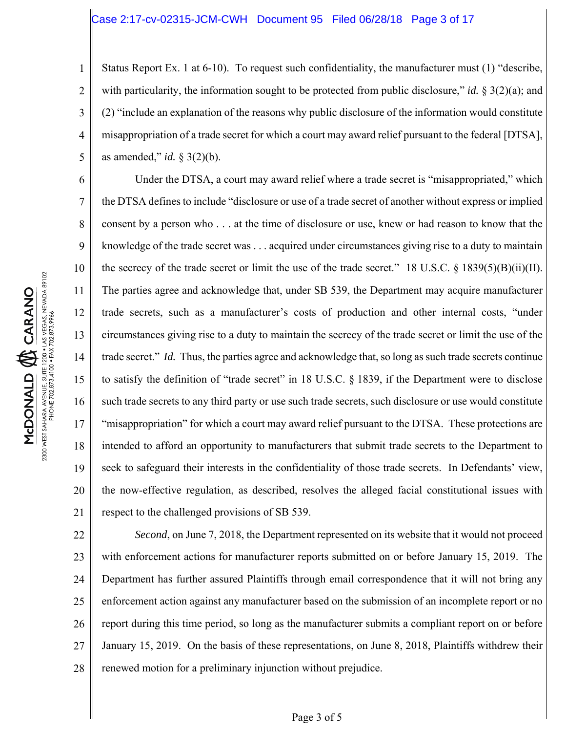Status Report Ex. 1 at 6-10). To request such confidentiality, the manufacturer must (1) "describe, with particularity, the information sought to be protected from public disclosure," *id.* § 3(2)(a); and (2) "include an explanation of the reasons why public disclosure of the information would constitute misappropriation of a trade secret for which a court may award relief pursuant to the federal [DTSA], as amended," *id.* § 3(2)(b).

Under the DTSA, a court may award relief where a trade secret is "misappropriated," which the DTSA defines to include "disclosure or use of a trade secret of another without express or implied consent by a person who . . . at the time of disclosure or use, knew or had reason to know that the knowledge of the trade secret was . . . acquired under circumstances giving rise to a duty to maintain the secrecy of the trade secret or limit the use of the trade secret." 18 U.S.C. § 1839(5)(B)(ii)(II). The parties agree and acknowledge that, under SB 539, the Department may acquire manufacturer trade secrets, such as a manufacturer's costs of production and other internal costs, "under circumstances giving rise to a duty to maintain the secrecy of the trade secret or limit the use of the trade secret." *Id.* Thus, the parties agree and acknowledge that, so long as such trade secrets continue to satisfy the definition of "trade secret" in 18 U.S.C. § 1839, if the Department were to disclose such trade secrets to any third party or use such trade secrets, such disclosure or use would constitute "misappropriation" for which a court may award relief pursuant to the DTSA. These protections are intended to afford an opportunity to manufacturers that submit trade secrets to the Department to seek to safeguard their interests in the confidentiality of those trade secrets. In Defendants' view, the now-effective regulation, as described, resolves the alleged facial constitutional issues with respect to the challenged provisions of SB 539.

*Second*, on June 7, 2018, the Department represented on its website that it would not proceed with enforcement actions for manufacturer reports submitted on or before January 15, 2019. The Department has further assured Plaintiffs through email correspondence that it will not bring any enforcement action against any manufacturer based on the submission of an incomplete report or no report during this time period, so long as the manufacturer submits a compliant report on or before January 15, 2019. On the basis of these representations, on June 8, 2018, Plaintiffs withdrew their renewed motion for a preliminary injunction without prejudice.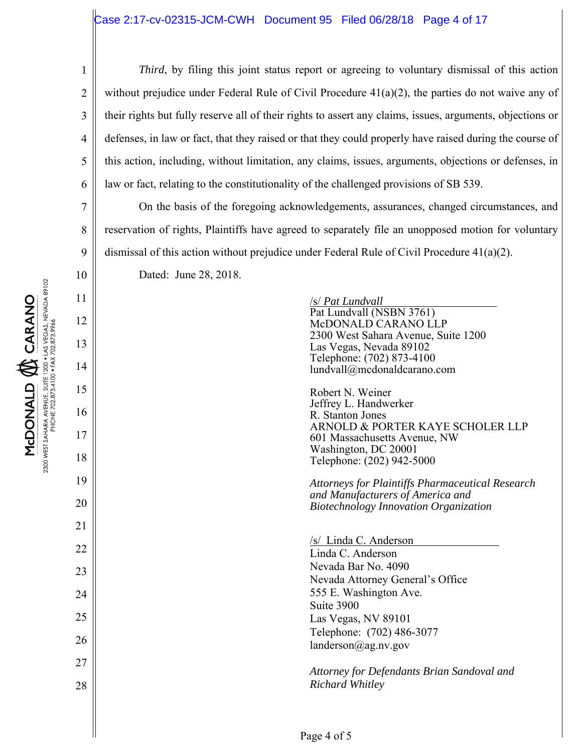*Third*, by filing this joint status report or agreeing to voluntary dismissal of this action without prejudice under Federal Rule of Civil Procedure 41(a)(2), the parties do not waive any of their rights but fully reserve all of their rights to assert any claims, issues, arguments, objections or defenses, in law or fact, that they raised or that they could properly have raised during the course of this action, including, without limitation, any claims, issues, arguments, objections or defenses, in law or fact, relating to the constitutionality of the challenged provisions of SB 539.

On the basis of the foregoing acknowledgements, assurances, changed circumstances, and reservation of rights, Plaintiffs have agreed to separately file an unopposed motion for voluntary dismissal of this action without prejudice under Federal Rule of Civil Procedure 41(a)(2).

Dated: June 28, 2018.

/s/ *Pat Lundvall*
Pat Lundvall (NSBN 3761)
McDONALD CARANO LLP
2300 West Sahara Avenue, Suite 1200
Las Vegas, Nevada 89102
Telephone: (702) 873-4100
lundvall@mcdonaldcarano.com

Robert N. Weiner
Jeffrey L. Handwerker
R. Stanton Jones
ARNOLD & PORTER KAYE SCHOLER LLP
601 Massachusetts Avenue, NW
Washington, DC 20001
Telephone: (202) 942-5000

*Attorneys for Plaintiffs Pharmaceutical Research and Manufacturers of America and Biotechnology Innovation Organization*

/s/ Linda C. Anderson
Linda C. Anderson
Nevada Bar No. 4090
Nevada Attorney General's Office
555 E. Washington Ave.
Suite 3900
Las Vegas, NV 89101
Telephone: (702) 486-3077
landerson@ag.nv.gov

*Attorney for Defendants Brian Sandoval and Richard Whitley*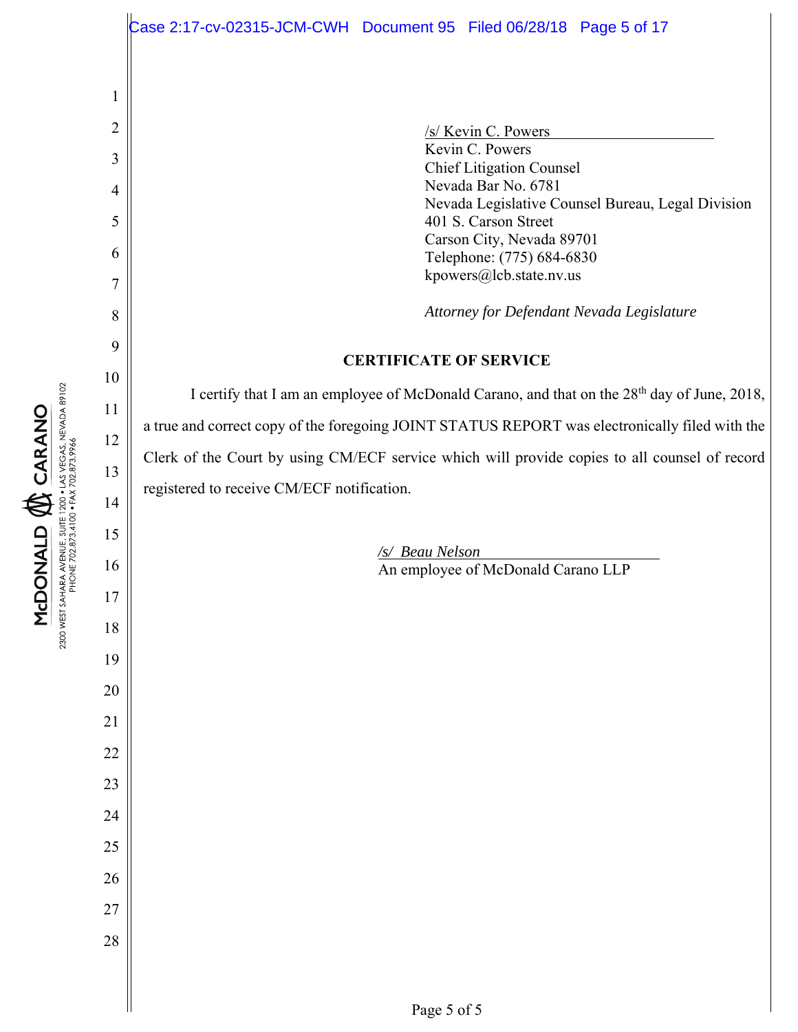/s/ Kevin C. Powers
Kevin C. Powers
Chief Litigation Counsel
Nevada Bar No. 6781
Nevada Legislative Counsel Bureau, Legal Division
401 S. Carson Street
Carson City, Nevada 89701
Telephone: (775) 684-6830
kpowers@lcb.state.nv.us

*Attorney for Defendant Nevada Legislature*

**CERTIFICATE OF SERVICE**

I certify that I am an employee of McDonald Carano, and that on the 28th day of June, 2018, a true and correct copy of the foregoing JOINT STATUS REPORT was electronically filed with the Clerk of the Court by using CM/ECF service which will provide copies to all counsel of record registered to receive CM/ECF notification.

*/s/ Beau Nelson*
An employee of McDonald Carano LLP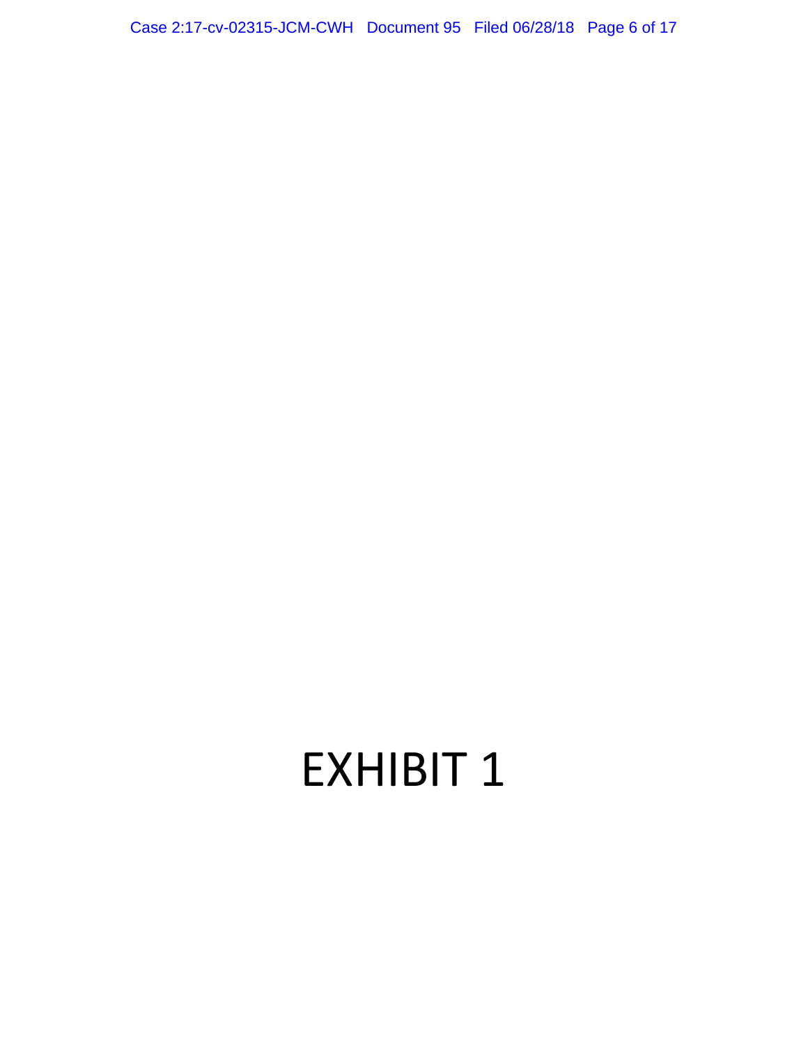# EXHIBIT 1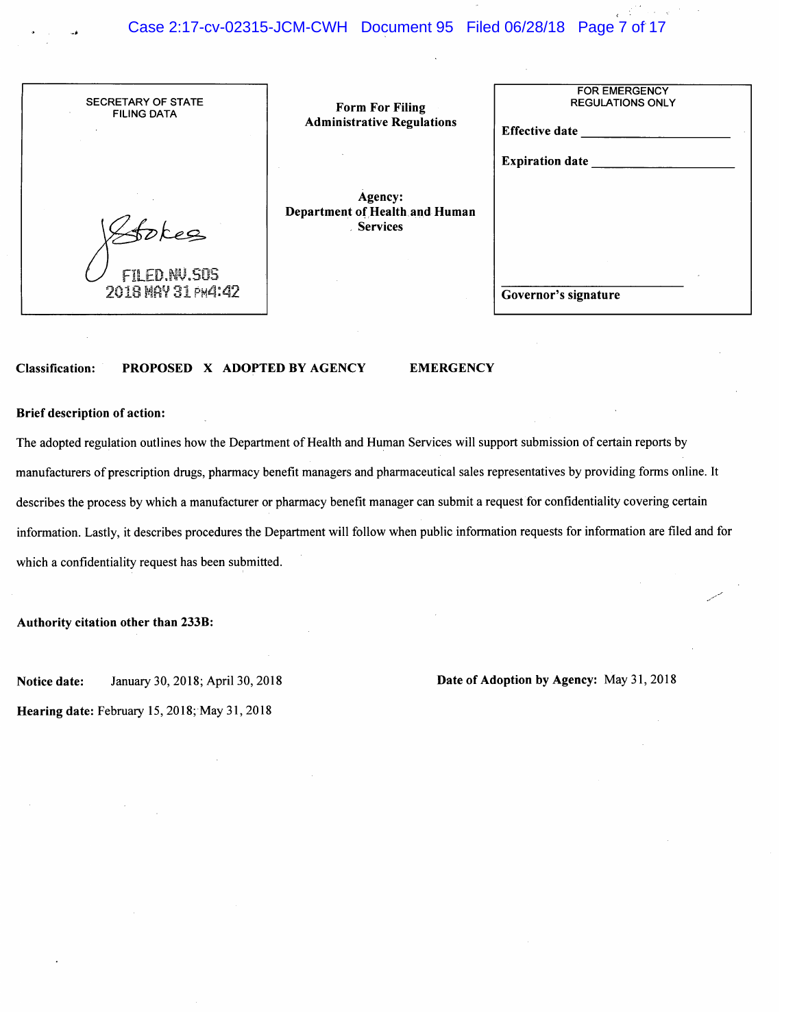| SECRETARY OF STATE FILING DATA | Form For Filing Administrative Regulations | FOR EMERGENCY REGULATIONS ONLY |
|---|---|---|
| FILED.NV.SOS 2018 MAY 31 PM4:42 | Agency: Department of Health and Human Services | Effective date ____________ |
| | | Expiration date ____________ |
| | | Governor's signature |

**Classification:** PROPOSED **X** ADOPTED BY AGENCY EMERGENCY

**Brief description of action:**

The adopted regulation outlines how the Department of Health and Human Services will support submission of certain reports by manufacturers of prescription drugs, pharmacy benefit managers and pharmaceutical sales representatives by providing forms online. It describes the process by which a manufacturer or pharmacy benefit manager can submit a request for confidentiality covering certain information. Lastly, it describes procedures the Department will follow when public information requests for information are filed and for which a confidentiality request has been submitted.

**Authority citation other than 233B:**

**Notice date:** January 30, 2018; April 30, 2018

**Date of Adoption by Agency:** May 31, 2018

**Hearing date:** February 15, 2018; May 31, 2018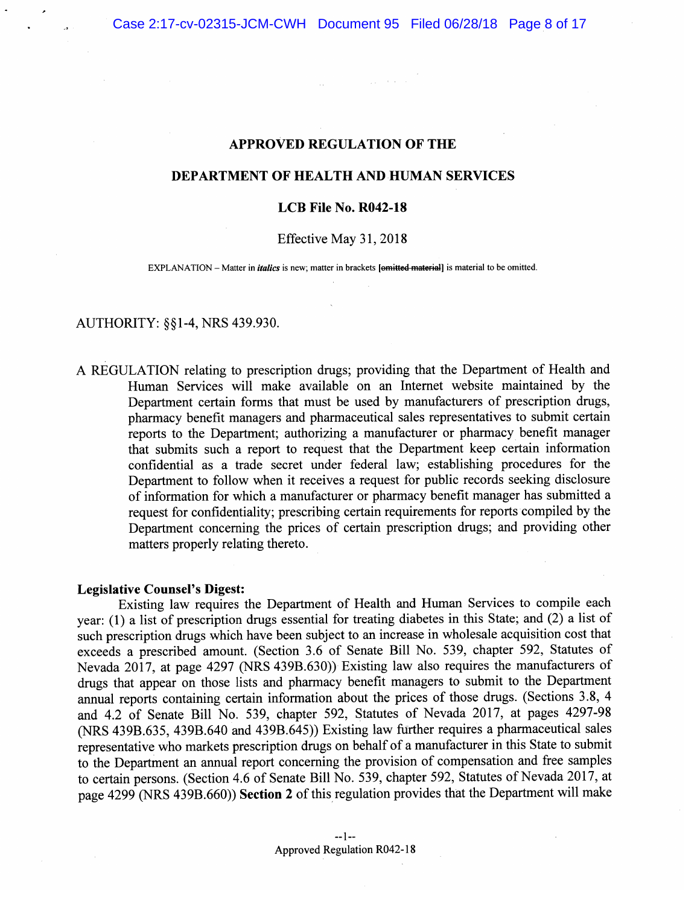## APPROVED REGULATION OF THE

## DEPARTMENT OF HEALTH AND HUMAN SERVICES

### LCB File No. R042-18

Effective May 31, 2018

EXPLANATION – Matter in *italics* is new; matter in brackets [~~omitted material~~] is material to be omitted.

AUTHORITY: §§1-4, NRS 439.930.

A REGULATION relating to prescription drugs; providing that the Department of Health and Human Services will make available on an Internet website maintained by the Department certain forms that must be used by manufacturers of prescription drugs, pharmacy benefit managers and pharmaceutical sales representatives to submit certain reports to the Department; authorizing a manufacturer or pharmacy benefit manager that submits such a report to request that the Department keep certain information confidential as a trade secret under federal law; establishing procedures for the Department to follow when it receives a request for public records seeking disclosure of information for which a manufacturer or pharmacy benefit manager has submitted a request for confidentiality; prescribing certain requirements for reports compiled by the Department concerning the prices of certain prescription drugs; and providing other matters properly relating thereto.

**Legislative Counsel's Digest:**

Existing law requires the Department of Health and Human Services to compile each year: (1) a list of prescription drugs essential for treating diabetes in this State; and (2) a list of such prescription drugs which have been subject to an increase in wholesale acquisition cost that exceeds a prescribed amount. (Section 3.6 of Senate Bill No. 539, chapter 592, Statutes of Nevada 2017, at page 4297 (NRS 439B.630)) Existing law also requires the manufacturers of drugs that appear on those lists and pharmacy benefit managers to submit to the Department annual reports containing certain information about the prices of those drugs. (Sections 3.8, 4 and 4.2 of Senate Bill No. 539, chapter 592, Statutes of Nevada 2017, at pages 4297-98 (NRS 439B.635, 439B.640 and 439B.645)) Existing law further requires a pharmaceutical sales representative who markets prescription drugs on behalf of a manufacturer in this State to submit to the Department an annual report concerning the provision of compensation and free samples to certain persons. (Section 4.6 of Senate Bill No. 539, chapter 592, Statutes of Nevada 2017, at page 4299 (NRS 439B.660)) **Section 2** of this regulation provides that the Department will make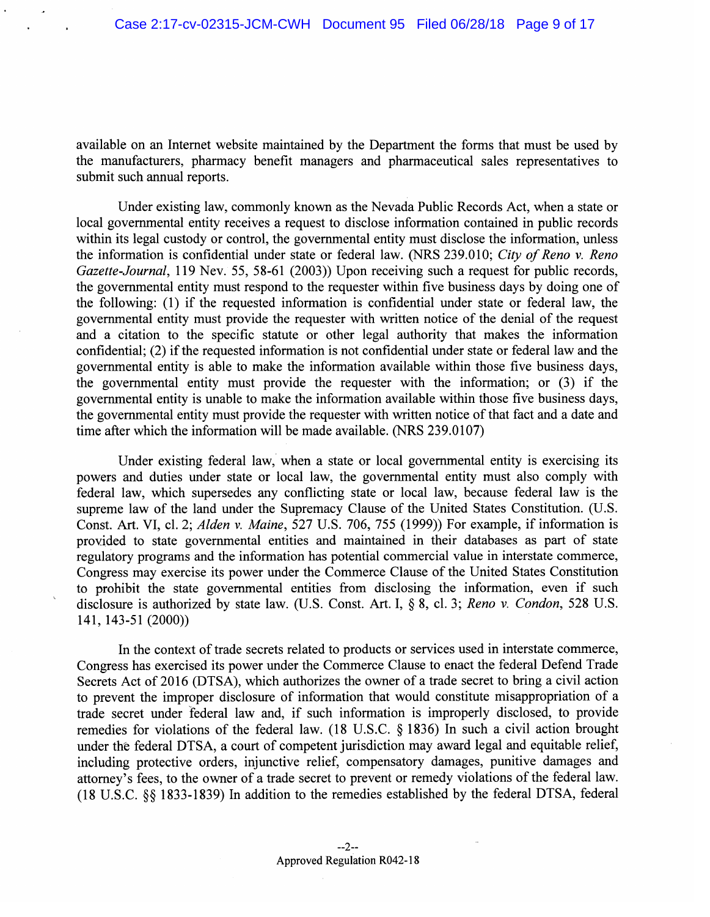available on an Internet website maintained by the Department the forms that must be used by the manufacturers, pharmacy benefit managers and pharmaceutical sales representatives to submit such annual reports.

Under existing law, commonly known as the Nevada Public Records Act, when a state or local governmental entity receives a request to disclose information contained in public records within its legal custody or control, the governmental entity must disclose the information, unless the information is confidential under state or federal law. (NRS 239.010; *City of Reno v. Reno Gazette-Journal*, 119 Nev. 55, 58-61 (2003)) Upon receiving such a request for public records, the governmental entity must respond to the requester within five business days by doing one of the following: (1) if the requested information is confidential under state or federal law, the governmental entity must provide the requester with written notice of the denial of the request and a citation to the specific statute or other legal authority that makes the information confidential; (2) if the requested information is not confidential under state or federal law and the governmental entity is able to make the information available within those five business days, the governmental entity must provide the requester with the information; or (3) if the governmental entity is unable to make the information available within those five business days, the governmental entity must provide the requester with written notice of that fact and a date and time after which the information will be made available. (NRS 239.0107)

Under existing federal law, when a state or local governmental entity is exercising its powers and duties under state or local law, the governmental entity must also comply with federal law, which supersedes any conflicting state or local law, because federal law is the supreme law of the land under the Supremacy Clause of the United States Constitution. (U.S. Const. Art. VI, cl. 2; *Alden v. Maine*, 527 U.S. 706, 755 (1999)) For example, if information is provided to state governmental entities and maintained in their databases as part of state regulatory programs and the information has potential commercial value in interstate commerce, Congress may exercise its power under the Commerce Clause of the United States Constitution to prohibit the state governmental entities from disclosing the information, even if such disclosure is authorized by state law. (U.S. Const. Art. I, § 8, cl. 3; *Reno v. Condon*, 528 U.S. 141, 143-51 (2000))

In the context of trade secrets related to products or services used in interstate commerce, Congress has exercised its power under the Commerce Clause to enact the federal Defend Trade Secrets Act of 2016 (DTSA), which authorizes the owner of a trade secret to bring a civil action to prevent the improper disclosure of information that would constitute misappropriation of a trade secret under federal law and, if such information is improperly disclosed, to provide remedies for violations of the federal law. (18 U.S.C. § 1836) In such a civil action brought under the federal DTSA, a court of competent jurisdiction may award legal and equitable relief, including protective orders, injunctive relief, compensatory damages, punitive damages and attorney's fees, to the owner of a trade secret to prevent or remedy violations of the federal law. (18 U.S.C. §§ 1833-1839) In addition to the remedies established by the federal DTSA, federal

--2--
Approved Regulation R042-18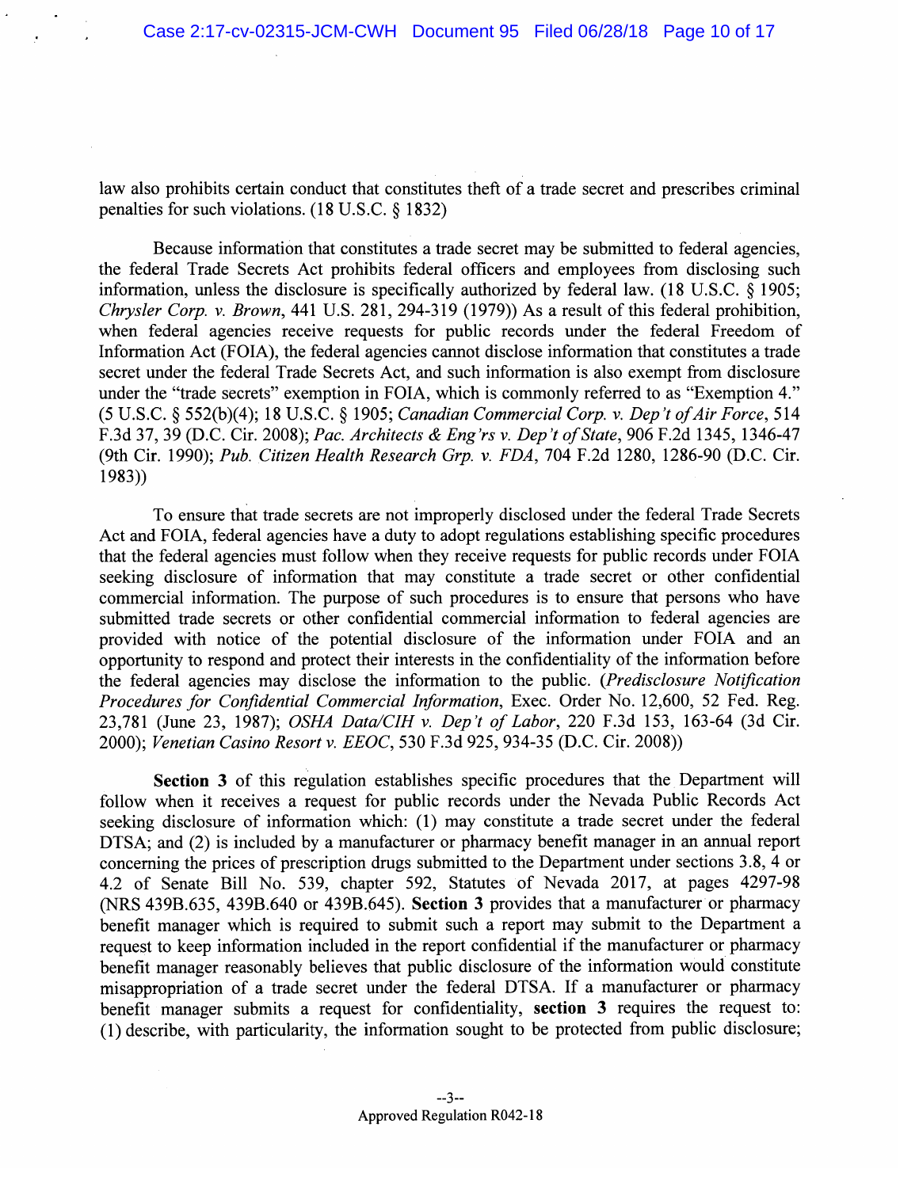law also prohibits certain conduct that constitutes theft of a trade secret and prescribes criminal penalties for such violations. (18 U.S.C. § 1832)

Because information that constitutes a trade secret may be submitted to federal agencies, the federal Trade Secrets Act prohibits federal officers and employees from disclosing such information, unless the disclosure is specifically authorized by federal law. (18 U.S.C. § 1905; *Chrysler Corp. v. Brown*, 441 U.S. 281, 294-319 (1979)) As a result of this federal prohibition, when federal agencies receive requests for public records under the federal Freedom of Information Act (FOIA), the federal agencies cannot disclose information that constitutes a trade secret under the federal Trade Secrets Act, and such information is also exempt from disclosure under the "trade secrets" exemption in FOIA, which is commonly referred to as "Exemption 4." (5 U.S.C. § 552(b)(4); 18 U.S.C. § 1905; *Canadian Commercial Corp. v. Dep't of Air Force*, 514 F.3d 37, 39 (D.C. Cir. 2008); *Pac. Architects & Eng'rs v. Dep't of State*, 906 F.2d 1345, 1346-47 (9th Cir. 1990); *Pub. Citizen Health Research Grp. v. FDA*, 704 F.2d 1280, 1286-90 (D.C. Cir. 1983))

To ensure that trade secrets are not improperly disclosed under the federal Trade Secrets Act and FOIA, federal agencies have a duty to adopt regulations establishing specific procedures that the federal agencies must follow when they receive requests for public records under FOIA seeking disclosure of information that may constitute a trade secret or other confidential commercial information. The purpose of such procedures is to ensure that persons who have submitted trade secrets or other confidential commercial information to federal agencies are provided with notice of the potential disclosure of the information under FOIA and an opportunity to respond and protect their interests in the confidentiality of the information before the federal agencies may disclose the information to the public. (*Predisclosure Notification Procedures for Confidential Commercial Information*, Exec. Order No. 12,600, 52 Fed. Reg. 23,781 (June 23, 1987); *OSHA Data/CIH v. Dep't of Labor*, 220 F.3d 153, 163-64 (3d Cir. 2000); *Venetian Casino Resort v. EEOC*, 530 F.3d 925, 934-35 (D.C. Cir. 2008))

**Section 3** of this regulation establishes specific procedures that the Department will follow when it receives a request for public records under the Nevada Public Records Act seeking disclosure of information which: (1) may constitute a trade secret under the federal DTSA; and (2) is included by a manufacturer or pharmacy benefit manager in an annual report concerning the prices of prescription drugs submitted to the Department under sections 3.8, 4 or 4.2 of Senate Bill No. 539, chapter 592, Statutes of Nevada 2017, at pages 4297-98 (NRS 439B.635, 439B.640 or 439B.645). **Section 3** provides that a manufacturer or pharmacy benefit manager which is required to submit such a report may submit to the Department a request to keep information included in the report confidential if the manufacturer or pharmacy benefit manager reasonably believes that public disclosure of the information would constitute misappropriation of a trade secret under the federal DTSA. If a manufacturer or pharmacy benefit manager submits a request for confidentiality, **section 3** requires the request to: (1) describe, with particularity, the information sought to be protected from public disclosure;

Approved Regulation R042-18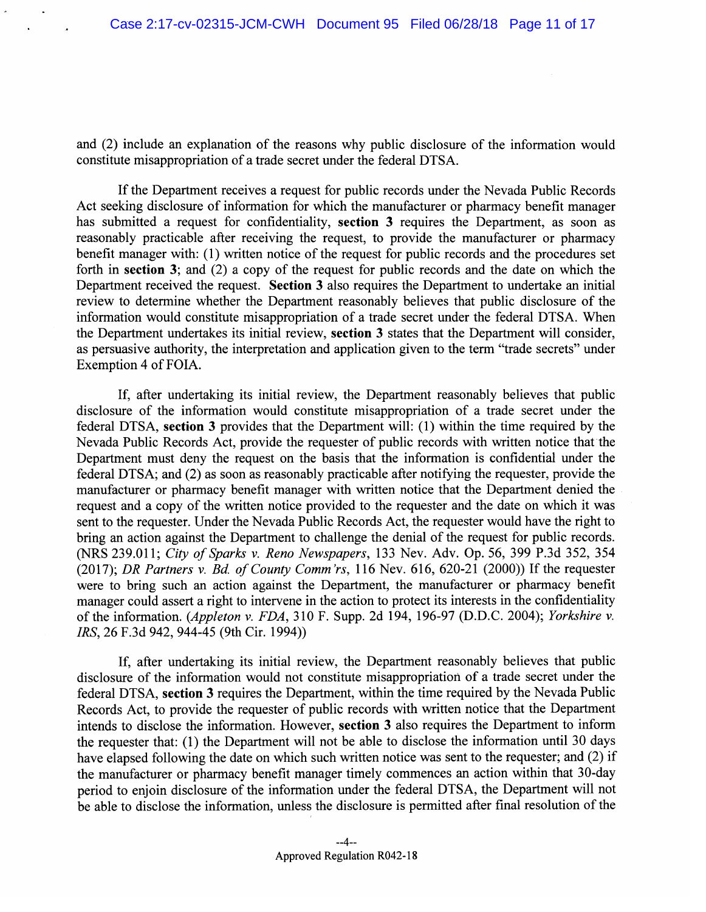and (2) include an explanation of the reasons why public disclosure of the information would constitute misappropriation of a trade secret under the federal DTSA.

If the Department receives a request for public records under the Nevada Public Records Act seeking disclosure of information for which the manufacturer or pharmacy benefit manager has submitted a request for confidentiality, **section 3** requires the Department, as soon as reasonably practicable after receiving the request, to provide the manufacturer or pharmacy benefit manager with: (1) written notice of the request for public records and the procedures set forth in **section 3**; and (2) a copy of the request for public records and the date on which the Department received the request. **Section 3** also requires the Department to undertake an initial review to determine whether the Department reasonably believes that public disclosure of the information would constitute misappropriation of a trade secret under the federal DTSA. When the Department undertakes its initial review, **section 3** states that the Department will consider, as persuasive authority, the interpretation and application given to the term "trade secrets" under Exemption 4 of FOIA.

If, after undertaking its initial review, the Department reasonably believes that public disclosure of the information would constitute misappropriation of a trade secret under the federal DTSA, **section 3** provides that the Department will: (1) within the time required by the Nevada Public Records Act, provide the requester of public records with written notice that the Department must deny the request on the basis that the information is confidential under the federal DTSA; and (2) as soon as reasonably practicable after notifying the requester, provide the manufacturer or pharmacy benefit manager with written notice that the Department denied the request and a copy of the written notice provided to the requester and the date on which it was sent to the requester. Under the Nevada Public Records Act, the requester would have the right to bring an action against the Department to challenge the denial of the request for public records. (NRS 239.011; *City of Sparks v. Reno Newspapers*, 133 Nev. Adv. Op. 56, 399 P.3d 352, 354 (2017); *DR Partners v. Bd. of County Comm'rs*, 116 Nev. 616, 620-21 (2000)) If the requester were to bring such an action against the Department, the manufacturer or pharmacy benefit manager could assert a right to intervene in the action to protect its interests in the confidentiality of the information. (*Appleton v. FDA*, 310 F. Supp. 2d 194, 196-97 (D.D.C. 2004); *Yorkshire v. IRS*, 26 F.3d 942, 944-45 (9th Cir. 1994))

If, after undertaking its initial review, the Department reasonably believes that public disclosure of the information would not constitute misappropriation of a trade secret under the federal DTSA, **section 3** requires the Department, within the time required by the Nevada Public Records Act, to provide the requester of public records with written notice that the Department intends to disclose the information. However, **section 3** also requires the Department to inform the requester that: (1) the Department will not be able to disclose the information until 30 days have elapsed following the date on which such written notice was sent to the requester; and (2) if the manufacturer or pharmacy benefit manager timely commences an action within that 30-day period to enjoin disclosure of the information under the federal DTSA, the Department will not be able to disclose the information, unless the disclosure is permitted after final resolution of the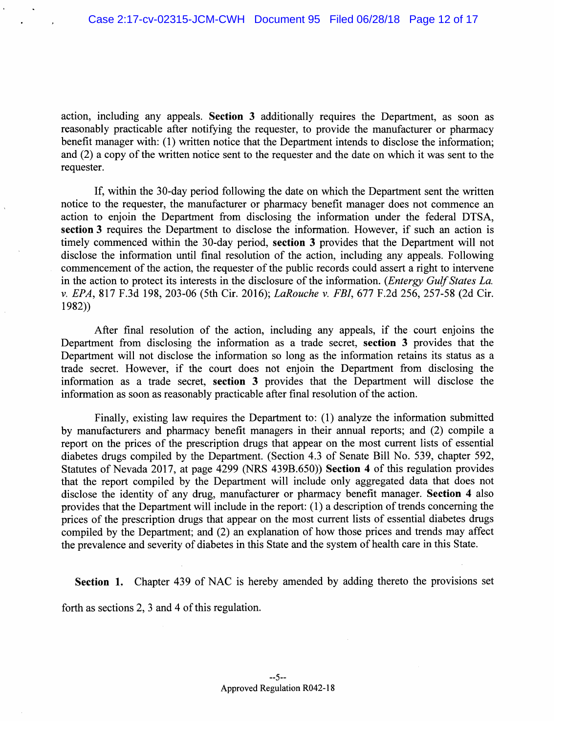action, including any appeals. **Section 3** additionally requires the Department, as soon as reasonably practicable after notifying the requester, to provide the manufacturer or pharmacy benefit manager with: (1) written notice that the Department intends to disclose the information; and (2) a copy of the written notice sent to the requester and the date on which it was sent to the requester.

If, within the 30-day period following the date on which the Department sent the written notice to the requester, the manufacturer or pharmacy benefit manager does not commence an action to enjoin the Department from disclosing the information under the federal DTSA, **section 3** requires the Department to disclose the information. However, if such an action is timely commenced within the 30-day period, **section 3** provides that the Department will not disclose the information until final resolution of the action, including any appeals. Following commencement of the action, the requester of the public records could assert a right to intervene in the action to protect its interests in the disclosure of the information. (*Entergy Gulf States La. v. EPA*, 817 F.3d 198, 203-06 (5th Cir. 2016); *LaRouche v. FBI*, 677 F.2d 256, 257-58 (2d Cir. 1982))

After final resolution of the action, including any appeals, if the court enjoins the Department from disclosing the information as a trade secret, **section 3** provides that the Department will not disclose the information so long as the information retains its status as a trade secret. However, if the court does not enjoin the Department from disclosing the information as a trade secret, **section 3** provides that the Department will disclose the information as soon as reasonably practicable after final resolution of the action.

Finally, existing law requires the Department to: (1) analyze the information submitted by manufacturers and pharmacy benefit managers in their annual reports; and (2) compile a report on the prices of the prescription drugs that appear on the most current lists of essential diabetes drugs compiled by the Department. (Section 4.3 of Senate Bill No. 539, chapter 592, Statutes of Nevada 2017, at page 4299 (NRS 439B.650)) **Section 4** of this regulation provides that the report compiled by the Department will include only aggregated data that does not disclose the identity of any drug, manufacturer or pharmacy benefit manager. **Section 4** also provides that the Department will include in the report: (1) a description of trends concerning the prices of the prescription drugs that appear on the most current lists of essential diabetes drugs compiled by the Department; and (2) an explanation of how those prices and trends may affect the prevalence and severity of diabetes in this State and the system of health care in this State.

**Section 1.** Chapter 439 of NAC is hereby amended by adding thereto the provisions set forth as sections 2, 3 and 4 of this regulation.

Approved Regulation R042-18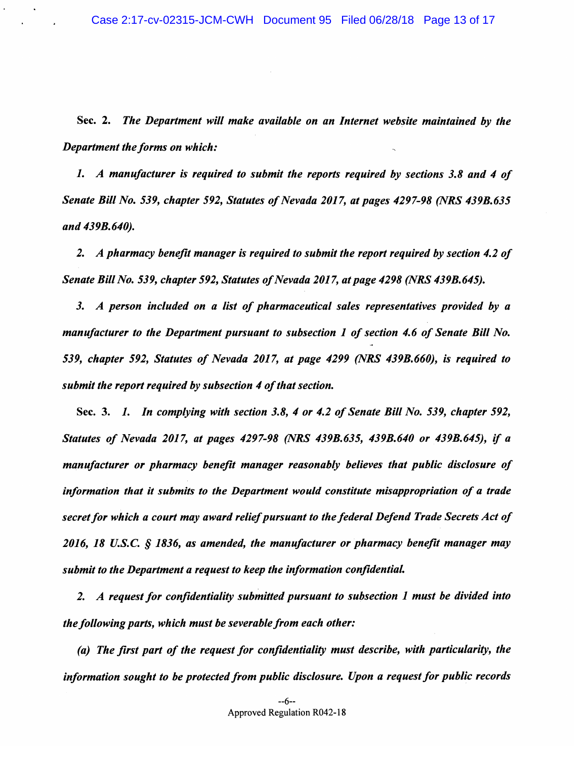**Sec. 2.** *The Department will make available on an Internet website maintained by the Department the forms on which:*

*1. A manufacturer is required to submit the reports required by sections 3.8 and 4 of Senate Bill No. 539, chapter 592, Statutes of Nevada 2017, at pages 4297-98 (NRS 439B.635 and 439B.640).*

*2. A pharmacy benefit manager is required to submit the report required by section 4.2 of Senate Bill No. 539, chapter 592, Statutes of Nevada 2017, at page 4298 (NRS 439B.645).*

*3. A person included on a list of pharmaceutical sales representatives provided by a manufacturer to the Department pursuant to subsection 1 of section 4.6 of Senate Bill No. 539, chapter 592, Statutes of Nevada 2017, at page 4299 (NRS 439B.660), is required to submit the report required by subsection 4 of that section.*

**Sec. 3.** *1. In complying with section 3.8, 4 or 4.2 of Senate Bill No. 539, chapter 592, Statutes of Nevada 2017, at pages 4297-98 (NRS 439B.635, 439B.640 or 439B.645), if a manufacturer or pharmacy benefit manager reasonably believes that public disclosure of information that it submits to the Department would constitute misappropriation of a trade secret for which a court may award relief pursuant to the federal Defend Trade Secrets Act of 2016, 18 U.S.C. § 1836, as amended, the manufacturer or pharmacy benefit manager may submit to the Department a request to keep the information confidential.*

*2. A request for confidentiality submitted pursuant to subsection 1 must be divided into the following parts, which must be severable from each other:*

*(a) The first part of the request for confidentiality must describe, with particularity, the information sought to be protected from public disclosure. Upon a request for public records*

--6--
Approved Regulation R042-18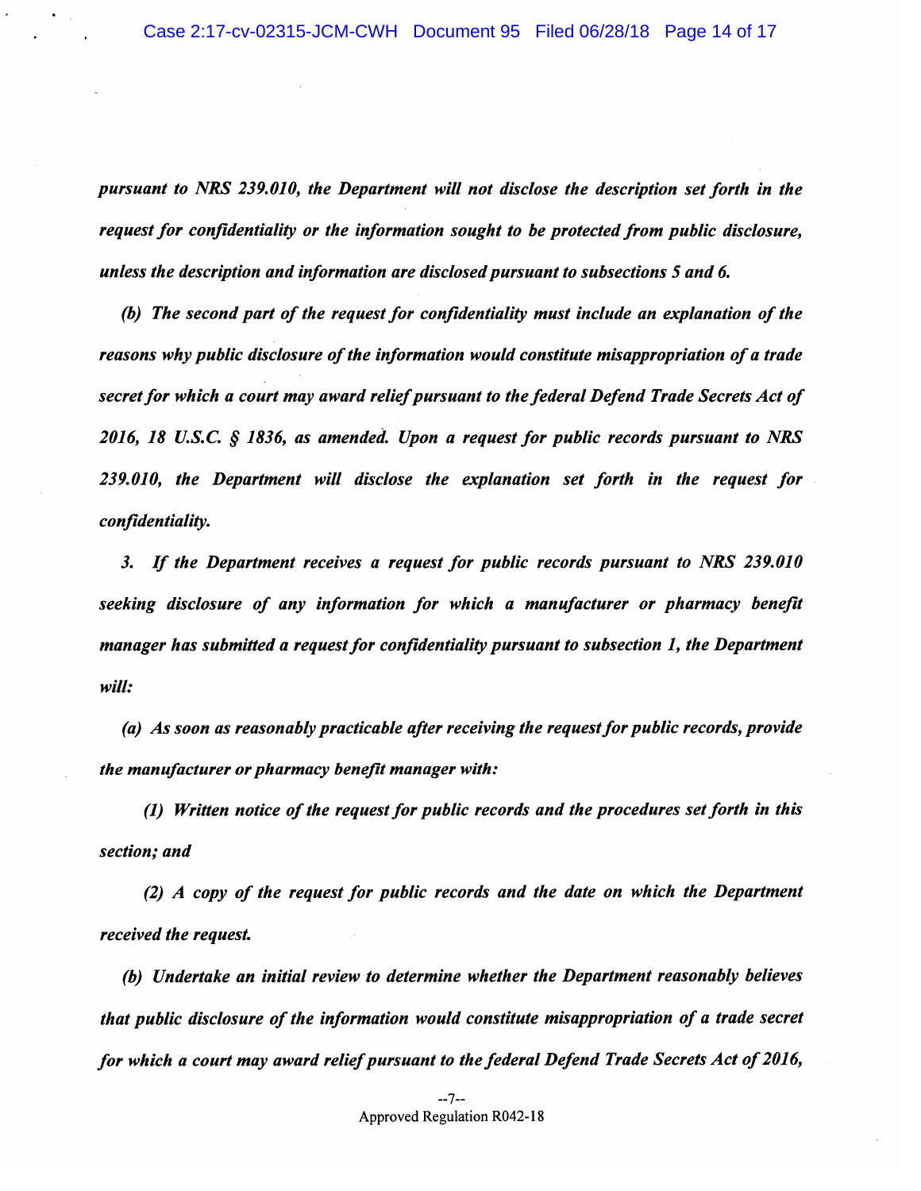*pursuant to NRS 239.010, the Department will not disclose the description set forth in the request for confidentiality or the information sought to be protected from public disclosure, unless the description and information are disclosed pursuant to subsections 5 and 6.*

*(b) The second part of the request for confidentiality must include an explanation of the reasons why public disclosure of the information would constitute misappropriation of a trade secret for which a court may award relief pursuant to the federal Defend Trade Secrets Act of 2016, 18 U.S.C. § 1836, as amended. Upon a request for public records pursuant to NRS 239.010, the Department will disclose the explanation set forth in the request for confidentiality.*

*3. If the Department receives a request for public records pursuant to NRS 239.010 seeking disclosure of any information for which a manufacturer or pharmacy benefit manager has submitted a request for confidentiality pursuant to subsection 1, the Department will:*

*(a) As soon as reasonably practicable after receiving the request for public records, provide the manufacturer or pharmacy benefit manager with:*

*(1) Written notice of the request for public records and the procedures set forth in this section; and*

*(2) A copy of the request for public records and the date on which the Department received the request.*

*(b) Undertake an initial review to determine whether the Department reasonably believes that public disclosure of the information would constitute misappropriation of a trade secret for which a court may award relief pursuant to the federal Defend Trade Secrets Act of 2016,*

--7--
Approved Regulation R042-18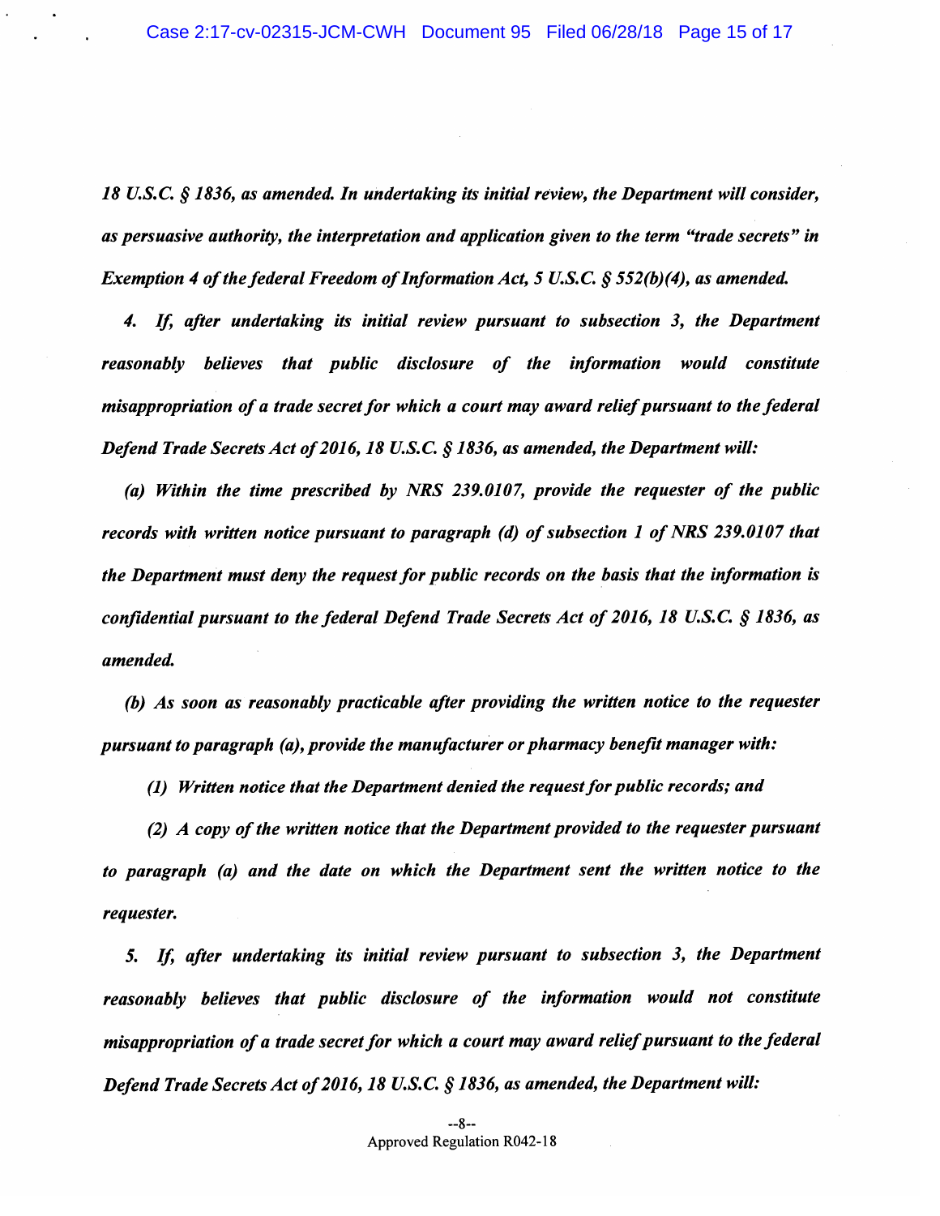*18 U.S.C. § 1836, as amended. In undertaking its initial review, the Department will consider, as persuasive authority, the interpretation and application given to the term "trade secrets" in Exemption 4 of the federal Freedom of Information Act, 5 U.S.C. § 552(b)(4), as amended.*

*4. If, after undertaking its initial review pursuant to subsection 3, the Department reasonably believes that public disclosure of the information would constitute misappropriation of a trade secret for which a court may award relief pursuant to the federal Defend Trade Secrets Act of 2016, 18 U.S.C. § 1836, as amended, the Department will:*

*(a) Within the time prescribed by NRS 239.0107, provide the requester of the public records with written notice pursuant to paragraph (d) of subsection 1 of NRS 239.0107 that the Department must deny the request for public records on the basis that the information is confidential pursuant to the federal Defend Trade Secrets Act of 2016, 18 U.S.C. § 1836, as amended.*

*(b) As soon as reasonably practicable after providing the written notice to the requester pursuant to paragraph (a), provide the manufacturer or pharmacy benefit manager with:*

*(1) Written notice that the Department denied the request for public records; and*

*(2) A copy of the written notice that the Department provided to the requester pursuant to paragraph (a) and the date on which the Department sent the written notice to the requester.*

*5. If, after undertaking its initial review pursuant to subsection 3, the Department reasonably believes that public disclosure of the information would not constitute misappropriation of a trade secret for which a court may award relief pursuant to the federal Defend Trade Secrets Act of 2016, 18 U.S.C. § 1836, as amended, the Department will:*

--8--
Approved Regulation R042-18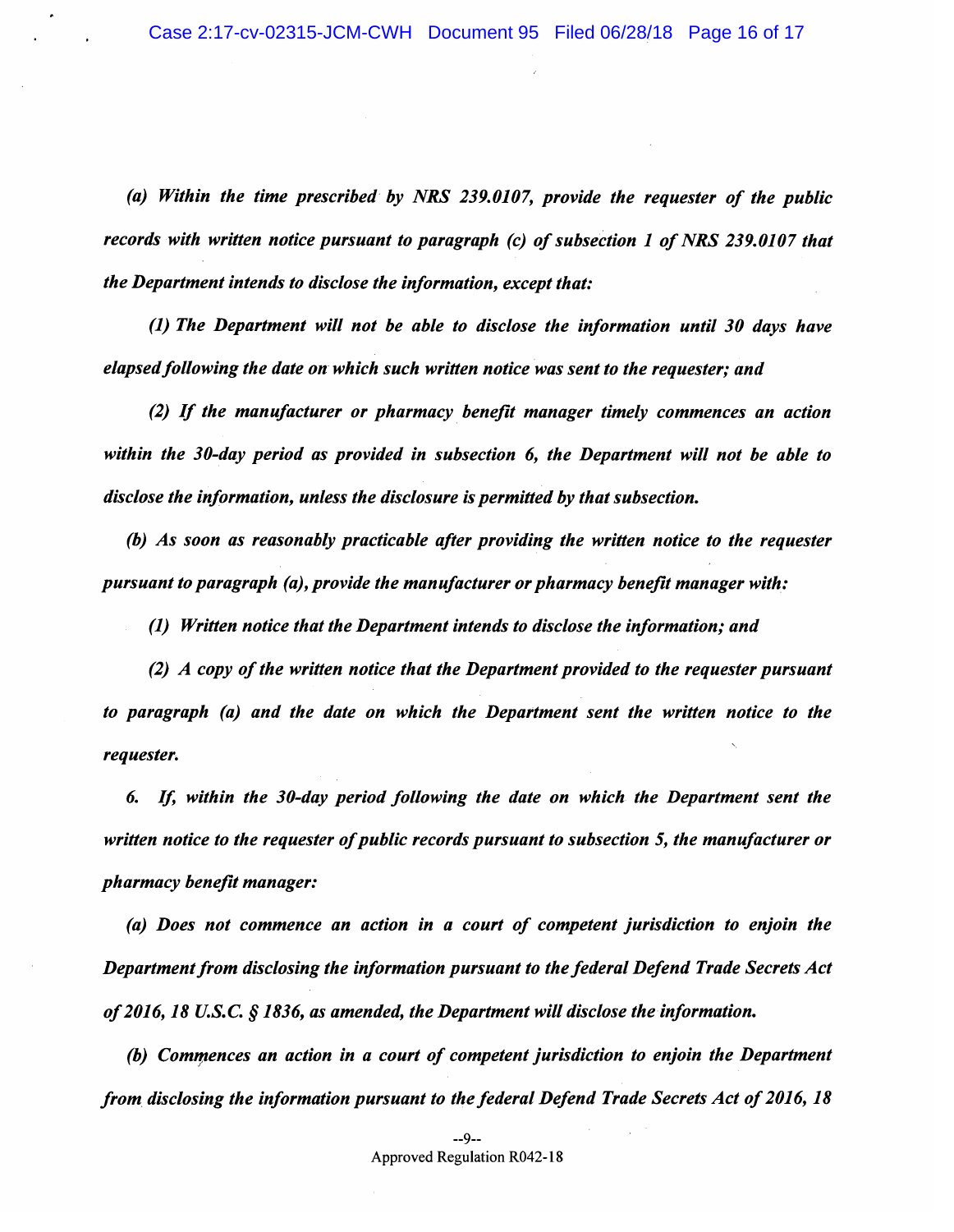*(a) Within the time prescribed by NRS 239.0107, provide the requester of the public records with written notice pursuant to paragraph (c) of subsection 1 of NRS 239.0107 that the Department intends to disclose the information, except that:*

*(1) The Department will not be able to disclose the information until 30 days have elapsed following the date on which such written notice was sent to the requester; and*

*(2) If the manufacturer or pharmacy benefit manager timely commences an action within the 30-day period as provided in subsection 6, the Department will not be able to disclose the information, unless the disclosure is permitted by that subsection.*

*(b) As soon as reasonably practicable after providing the written notice to the requester pursuant to paragraph (a), provide the manufacturer or pharmacy benefit manager with:*

*(1) Written notice that the Department intends to disclose the information; and*

*(2) A copy of the written notice that the Department provided to the requester pursuant to paragraph (a) and the date on which the Department sent the written notice to the requester.*

*6. If, within the 30-day period following the date on which the Department sent the written notice to the requester of public records pursuant to subsection 5, the manufacturer or pharmacy benefit manager:*

*(a) Does not commence an action in a court of competent jurisdiction to enjoin the Department from disclosing the information pursuant to the federal Defend Trade Secrets Act of 2016, 18 U.S.C. § 1836, as amended, the Department will disclose the information.*

*(b) Commences an action in a court of competent jurisdiction to enjoin the Department from disclosing the information pursuant to the federal Defend Trade Secrets Act of 2016, 18*

Approved Regulation R042-18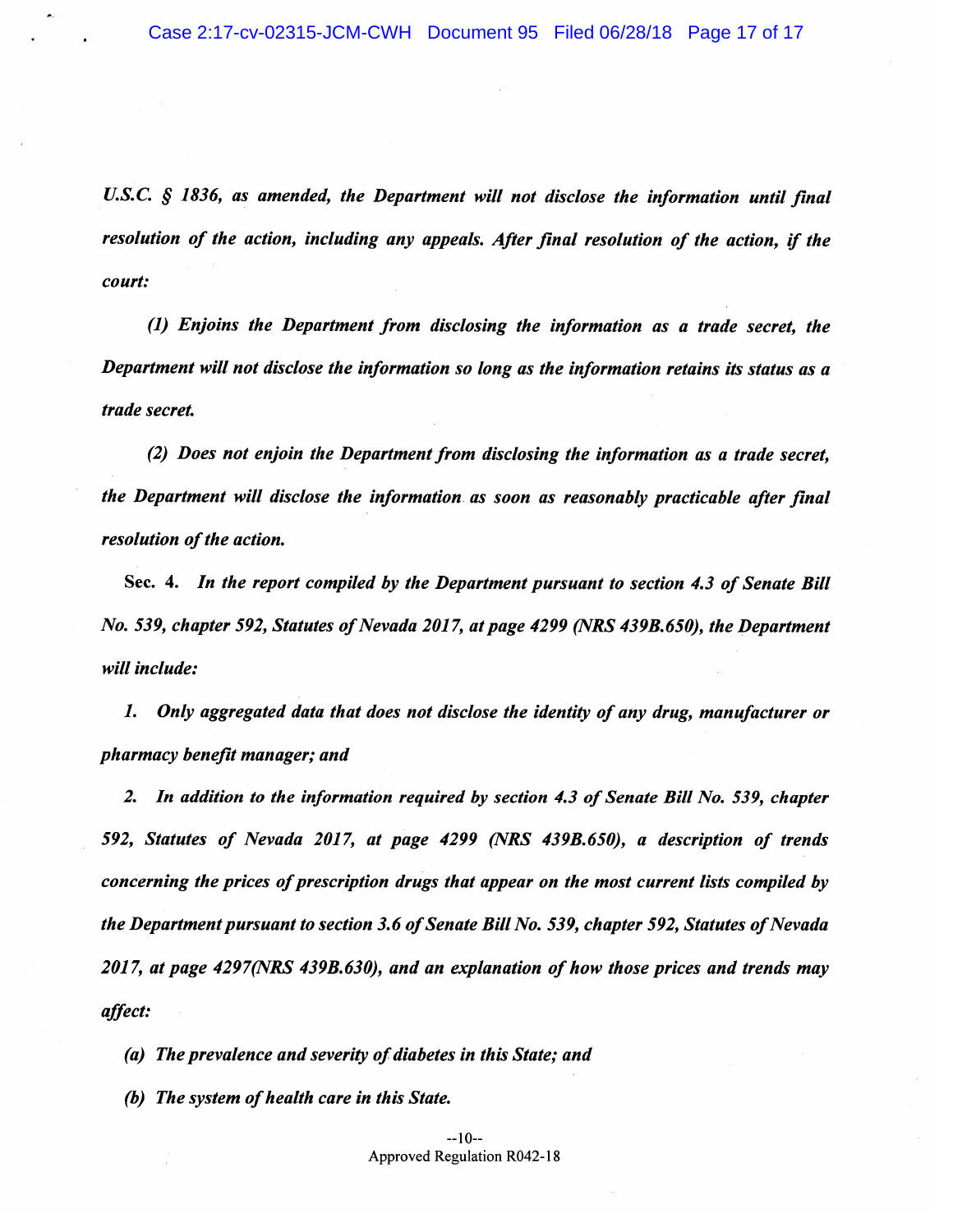*U.S.C. § 1836, as amended, the Department will not disclose the information until final resolution of the action, including any appeals. After final resolution of the action, if the court:*

*(1) Enjoins the Department from disclosing the information as a trade secret, the Department will not disclose the information so long as the information retains its status as a trade secret.*

*(2) Does not enjoin the Department from disclosing the information as a trade secret, the Department will disclose the information as soon as reasonably practicable after final resolution of the action.*

**Sec. 4.** *In the report compiled by the Department pursuant to section 4.3 of Senate Bill No. 539, chapter 592, Statutes of Nevada 2017, at page 4299 (NRS 439B.650), the Department will include:*

*1. Only aggregated data that does not disclose the identity of any drug, manufacturer or pharmacy benefit manager; and*

*2. In addition to the information required by section 4.3 of Senate Bill No. 539, chapter 592, Statutes of Nevada 2017, at page 4299 (NRS 439B.650), a description of trends concerning the prices of prescription drugs that appear on the most current lists compiled by the Department pursuant to section 3.6 of Senate Bill No. 539, chapter 592, Statutes of Nevada 2017, at page 4297(NRS 439B.630), and an explanation of how those prices and trends may affect:*

*(a) The prevalence and severity of diabetes in this State; and*

*(b) The system of health care in this State.*

Approved Regulation R042-18